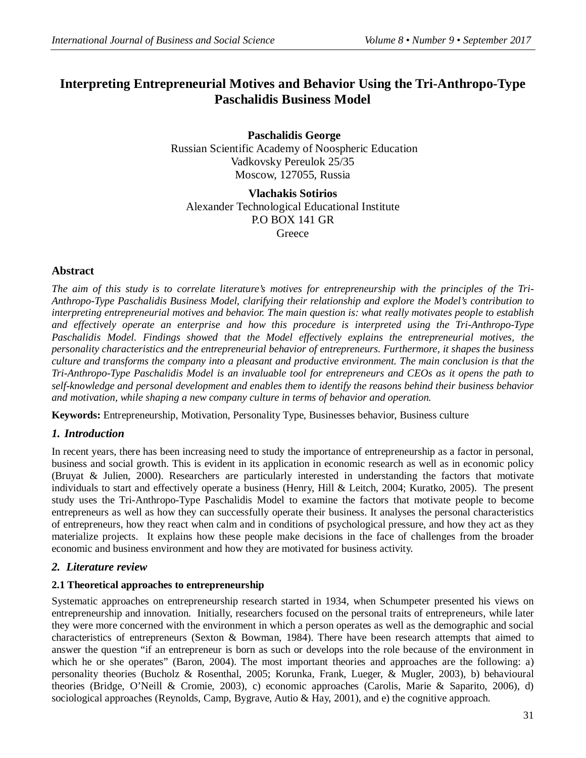# Interpreting Entrepreneurial Motives and Behavior Using the Tri-Anthropo-Type Paschalidis Business Model

**Paschalidis George**
Russian Scientific Academy of Noospheric Education
Vadkovsky Pereulok 25/35
Moscow, 127055, Russia

**Vlachakis Sotirios**
Alexander Technological Educational Institute
P.O BOX 141 GR
Greece

## Abstract

*The aim of this study is to correlate literature's motives for entrepreneurship with the principles of the Tri-Anthropo-Type Paschalidis Business Model, clarifying their relationship and explore the Model's contribution to interpreting entrepreneurial motives and behavior. The main question is: what really motivates people to establish and effectively operate an enterprise and how this procedure is interpreted using the Tri-Anthropo-Type Paschalidis Model. Findings showed that the Model effectively explains the entrepreneurial motives, the personality characteristics and the entrepreneurial behavior of entrepreneurs. Furthermore, it shapes the business culture and transforms the company into a pleasant and productive environment. The main conclusion is that the Tri-Anthropo-Type Paschalidis Model is an invaluable tool for entrepreneurs and CEOs as it opens the path to self-knowledge and personal development and enables them to identify the reasons behind their business behavior and motivation, while shaping a new company culture in terms of behavior and operation.*

**Keywords:** Entrepreneurship, Motivation, Personality Type, Businesses behavior, Business culture

## 1. Introduction

In recent years, there has been increasing need to study the importance of entrepreneurship as a factor in personal, business and social growth. This is evident in its application in economic research as well as in economic policy (Bruyat & Julien, 2000). Researchers are particularly interested in understanding the factors that motivate individuals to start and effectively operate a business (Henry, Hill & Leitch, 2004; Kuratko, 2005). The present study uses the Tri-Anthropo-Type Paschalidis Model to examine the factors that motivate people to become entrepreneurs as well as how they can successfully operate their business. It analyses the personal characteristics of entrepreneurs, how they react when calm and in conditions of psychological pressure, and how they act as they materialize projects. It explains how these people make decisions in the face of challenges from the broader economic and business environment and how they are motivated for business activity.

## 2. Literature review

### 2.1 Theoretical approaches to entrepreneurship

Systematic approaches on entrepreneurship research started in 1934, when Schumpeter presented his views on entrepreneurship and innovation. Initially, researchers focused on the personal traits of entrepreneurs, while later they were more concerned with the environment in which a person operates as well as the demographic and social characteristics of entrepreneurs (Sexton & Bowman, 1984). There have been research attempts that aimed to answer the question "if an entrepreneur is born as such or develops into the role because of the environment in which he or she operates" (Baron, 2004). The most important theories and approaches are the following: a) personality theories (Bucholz & Rosenthal, 2005; Korunka, Frank, Lueger, & Mugler, 2003), b) behavioural theories (Bridge, O'Neill & Cromie, 2003), c) economic approaches (Carolis, Marie & Saparito, 2006), d) sociological approaches (Reynolds, Camp, Bygrave, Autio & Hay, 2001), and e) the cognitive approach.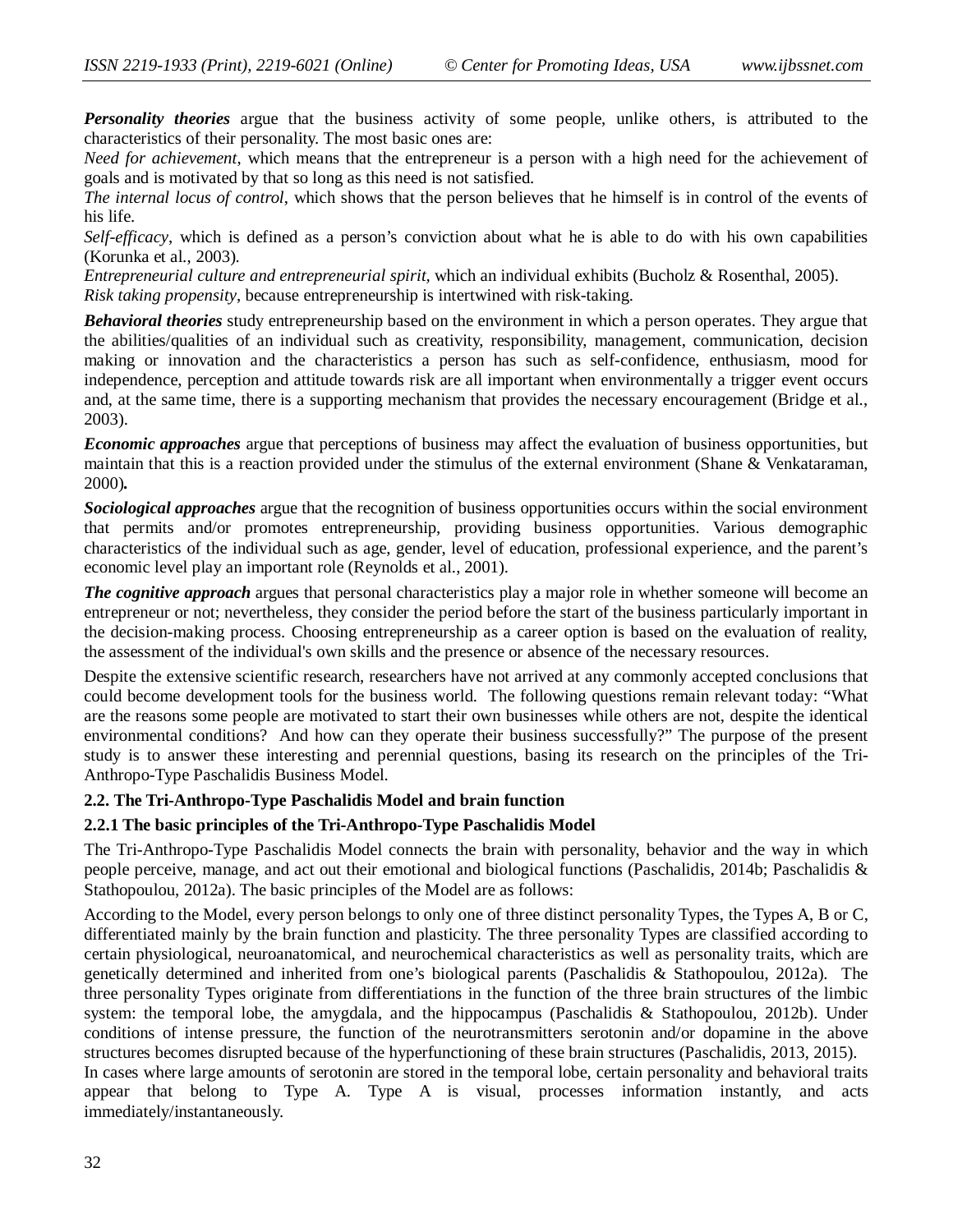***Personality theories*** argue that the business activity of some people, unlike others, is attributed to the characteristics of their personality. The most basic ones are:

*Need for achievement*, which means that the entrepreneur is a person with a high need for the achievement of goals and is motivated by that so long as this need is not satisfied.

*The internal locus of control*, which shows that the person believes that he himself is in control of the events of his life.

*Self-efficacy*, which is defined as a person's conviction about what he is able to do with his own capabilities (Korunka et al., 2003).

*Entrepreneurial culture and entrepreneurial spirit*, which an individual exhibits (Bucholz & Rosenthal, 2005).

*Risk taking propensity*, because entrepreneurship is intertwined with risk-taking.

***Behavioral theories*** study entrepreneurship based on the environment in which a person operates. They argue that the abilities/qualities of an individual such as creativity, responsibility, management, communication, decision making or innovation and the characteristics a person has such as self-confidence, enthusiasm, mood for independence, perception and attitude towards risk are all important when environmentally a trigger event occurs and, at the same time, there is a supporting mechanism that provides the necessary encouragement (Bridge et al., 2003).

***Economic approaches*** argue that perceptions of business may affect the evaluation of business opportunities, but maintain that this is a reaction provided under the stimulus of the external environment (Shane & Venkataraman, 2000)**.**

***Sociological approaches*** argue that the recognition of business opportunities occurs within the social environment that permits and/or promotes entrepreneurship, providing business opportunities. Various demographic characteristics of the individual such as age, gender, level of education, professional experience, and the parent's economic level play an important role (Reynolds et al., 2001).

***The cognitive approach*** argues that personal characteristics play a major role in whether someone will become an entrepreneur or not; nevertheless, they consider the period before the start of the business particularly important in the decision-making process. Choosing entrepreneurship as a career option is based on the evaluation of reality, the assessment of the individual's own skills and the presence or absence of the necessary resources.

Despite the extensive scientific research, researchers have not arrived at any commonly accepted conclusions that could become development tools for the business world. The following questions remain relevant today: "What are the reasons some people are motivated to start their own businesses while others are not, despite the identical environmental conditions? And how can they operate their business successfully?" The purpose of the present study is to answer these interesting and perennial questions, basing its research on the principles of the Tri-Anthropo-Type Paschalidis Business Model.

### 2.2. The Tri-Anthropo-Type Paschalidis Model and brain function

#### 2.2.1 The basic principles of the Tri-Anthropo-Type Paschalidis Model

The Tri-Anthropo-Type Paschalidis Model connects the brain with personality, behavior and the way in which people perceive, manage, and act out their emotional and biological functions (Paschalidis, 2014b; Paschalidis & Stathopoulou, 2012a). The basic principles of the Model are as follows:

According to the Model, every person belongs to only one of three distinct personality Types, the Types A, B or C, differentiated mainly by the brain function and plasticity. The three personality Types are classified according to certain physiological, neuroanatomical, and neurochemical characteristics as well as personality traits, which are genetically determined and inherited from one's biological parents (Paschalidis & Stathopoulou, 2012a). The three personality Types originate from differentiations in the function of the three brain structures of the limbic system: the temporal lobe, the amygdala, and the hippocampus (Paschalidis & Stathopoulou, 2012b). Under conditions of intense pressure, the function of the neurotransmitters serotonin and/or dopamine in the above structures becomes disrupted because of the hyperfunctioning of these brain structures (Paschalidis, 2013, 2015).

In cases where large amounts of serotonin are stored in the temporal lobe, certain personality and behavioral traits appear that belong to Type A. Type A is visual, processes information instantly, and acts immediately/instantaneously.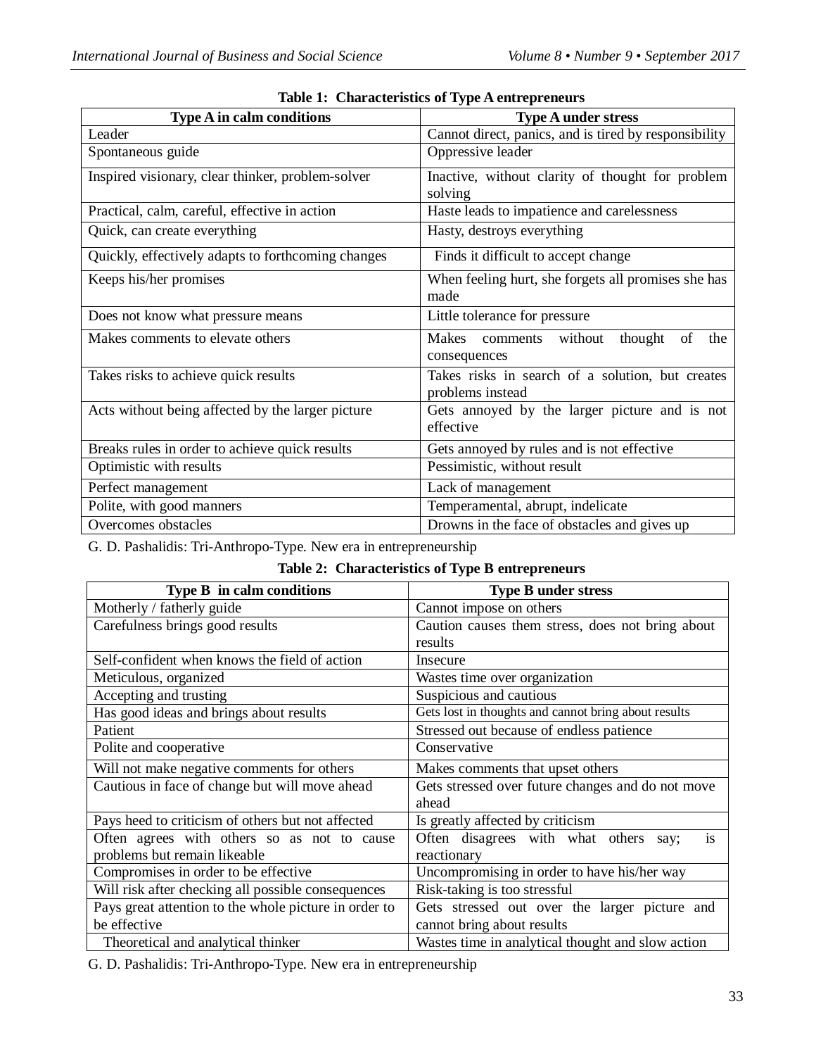**Table 1: Characteristics of Type A entrepreneurs**

| Type A in calm conditions | Type A under stress |
|---|---|
| Leader | Cannot direct, panics, and is tired by responsibility |
| Spontaneous guide | Oppressive leader |
| Inspired visionary, clear thinker, problem-solver | Inactive, without clarity of thought for problem solving |
| Practical, calm, careful, effective in action | Haste leads to impatience and carelessness |
| Quick, can create everything | Hasty, destroys everything |
| Quickly, effectively adapts to forthcoming changes | Finds it difficult to accept change |
| Keeps his/her promises | When feeling hurt, she forgets all promises she has made |
| Does not know what pressure means | Little tolerance for pressure |
| Makes comments to elevate others | Makes comments without thought of the consequences |
| Takes risks to achieve quick results | Takes risks in search of a solution, but creates problems instead |
| Acts without being affected by the larger picture | Gets annoyed by the larger picture and is not effective |
| Breaks rules in order to achieve quick results | Gets annoyed by rules and is not effective |
| Optimistic with results | Pessimistic, without result |
| Perfect management | Lack of management |
| Polite, with good manners | Temperamental, abrupt, indelicate |
| Overcomes obstacles | Drowns in the face of obstacles and gives up |

G. D. Pashalidis: Tri-Anthropo-Type. New era in entrepreneurship

**Table 2: Characteristics of Type B entrepreneurs**

| Type B in calm conditions | Type B under stress |
|---|---|
| Motherly / fatherly guide | Cannot impose on others |
| Carefulness brings good results | Caution causes them stress, does not bring about results |
| Self-confident when knows the field of action | Insecure |
| Meticulous, organized | Wastes time over organization |
| Accepting and trusting | Suspicious and cautious |
| Has good ideas and brings about results | Gets lost in thoughts and cannot bring about results |
| Patient | Stressed out because of endless patience |
| Polite and cooperative | Conservative |
| Will not make negative comments for others | Makes comments that upset others |
| Cautious in face of change but will move ahead | Gets stressed over future changes and do not move ahead |
| Pays heed to criticism of others but not affected | Is greatly affected by criticism |
| Often agrees with others so as not to cause problems but remain likeable | Often disagrees with what others say; is reactionary |
| Compromises in order to be effective | Uncompromising in order to have his/her way |
| Will risk after checking all possible consequences | Risk-taking is too stressful |
| Pays great attention to the whole picture in order to be effective | Gets stressed out over the larger picture and cannot bring about results |
| Theoretical and analytical thinker | Wastes time in analytical thought and slow action |

G. D. Pashalidis: Tri-Anthropo-Type. New era in entrepreneurship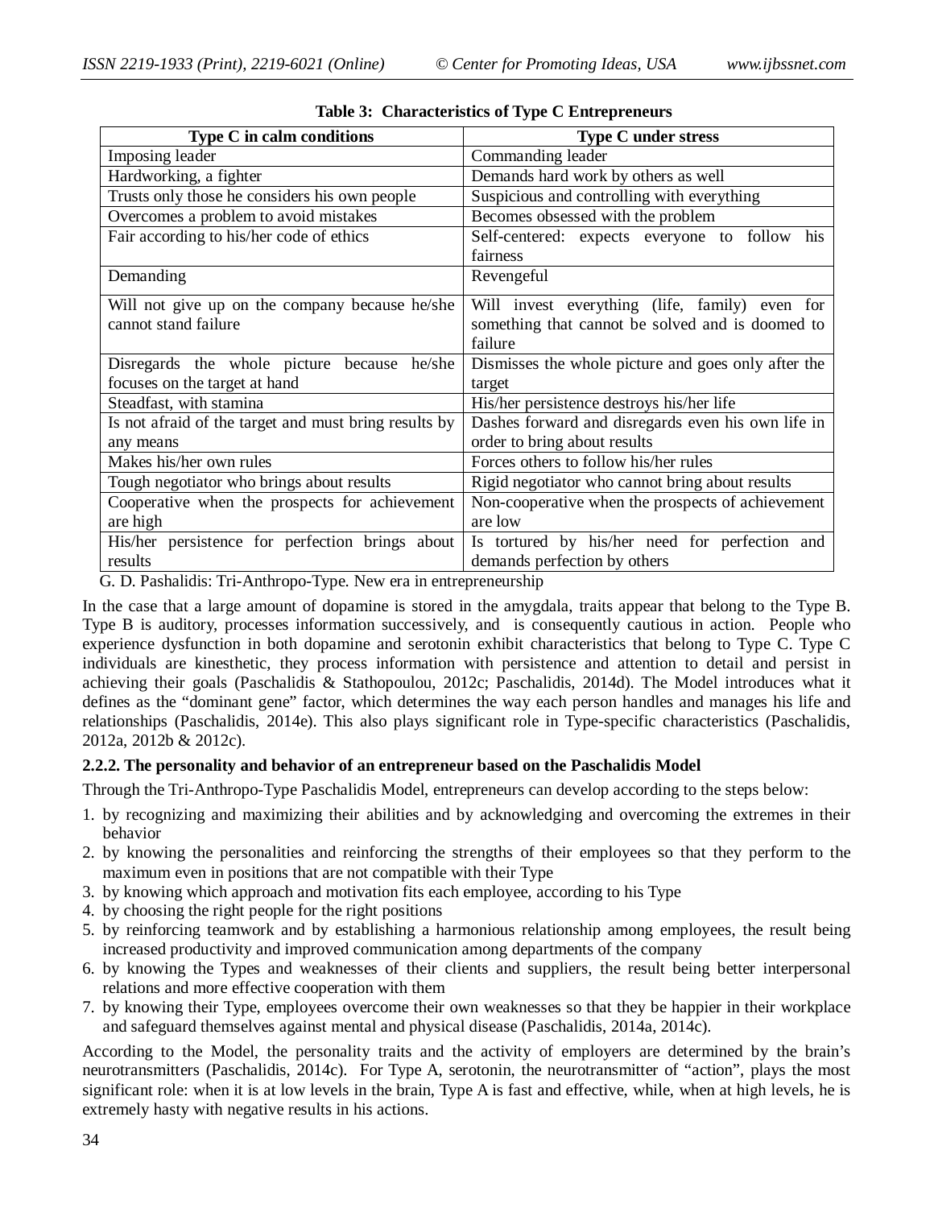**Table 3: Characteristics of Type C Entrepreneurs**

| Type C in calm conditions | Type C under stress |
|---|---|
| Imposing leader | Commanding leader |
| Hardworking, a fighter | Demands hard work by others as well |
| Trusts only those he considers his own people | Suspicious and controlling with everything |
| Overcomes a problem to avoid mistakes | Becomes obsessed with the problem |
| Fair according to his/her code of ethics | Self-centered: expects everyone to follow his fairness |
| Demanding | Revengeful |
| Will not give up on the company because he/she cannot stand failure | Will invest everything (life, family) even for something that cannot be solved and is doomed to failure |
| Disregards the whole picture because he/she focuses on the target at hand | Dismisses the whole picture and goes only after the target |
| Steadfast, with stamina | His/her persistence destroys his/her life |
| Is not afraid of the target and must bring results by any means | Dashes forward and disregards even his own life in order to bring about results |
| Makes his/her own rules | Forces others to follow his/her rules |
| Tough negotiator who brings about results | Rigid negotiator who cannot bring about results |
| Cooperative when the prospects for achievement are high | Non-cooperative when the prospects of achievement are low |
| His/her persistence for perfection brings about results | Is tortured by his/her need for perfection and demands perfection by others |

G. D. Pashalidis: Tri-Anthropo-Type. New era in entrepreneurship

In the case that a large amount of dopamine is stored in the amygdala, traits appear that belong to the Type B. Type B is auditory, processes information successively, and is consequently cautious in action. People who experience dysfunction in both dopamine and serotonin exhibit characteristics that belong to Type C. Type C individuals are kinesthetic, they process information with persistence and attention to detail and persist in achieving their goals (Paschalidis & Stathopoulou, 2012c; Paschalidis, 2014d). The Model introduces what it defines as the "dominant gene" factor, which determines the way each person handles and manages his life and relationships (Paschalidis, 2014e). This also plays significant role in Type-specific characteristics (Paschalidis, 2012a, 2012b & 2012c).

### 2.2.2. The personality and behavior of an entrepreneur based on the Paschalidis Model

Through the Tri-Anthropo-Type Paschalidis Model, entrepreneurs can develop according to the steps below:

1. by recognizing and maximizing their abilities and by acknowledging and overcoming the extremes in their behavior
2. by knowing the personalities and reinforcing the strengths of their employees so that they perform to the maximum even in positions that are not compatible with their Type
3. by knowing which approach and motivation fits each employee, according to his Type
4. by choosing the right people for the right positions
5. by reinforcing teamwork and by establishing a harmonious relationship among employees, the result being increased productivity and improved communication among departments of the company
6. by knowing the Types and weaknesses of their clients and suppliers, the result being better interpersonal relations and more effective cooperation with them
7. by knowing their Type, employees overcome their own weaknesses so that they be happier in their workplace and safeguard themselves against mental and physical disease (Paschalidis, 2014a, 2014c).

According to the Model, the personality traits and the activity of employers are determined by the brain's neurotransmitters (Paschalidis, 2014c). For Type A, serotonin, the neurotransmitter of "action", plays the most significant role: when it is at low levels in the brain, Type A is fast and effective, while, when at high levels, he is extremely hasty with negative results in his actions.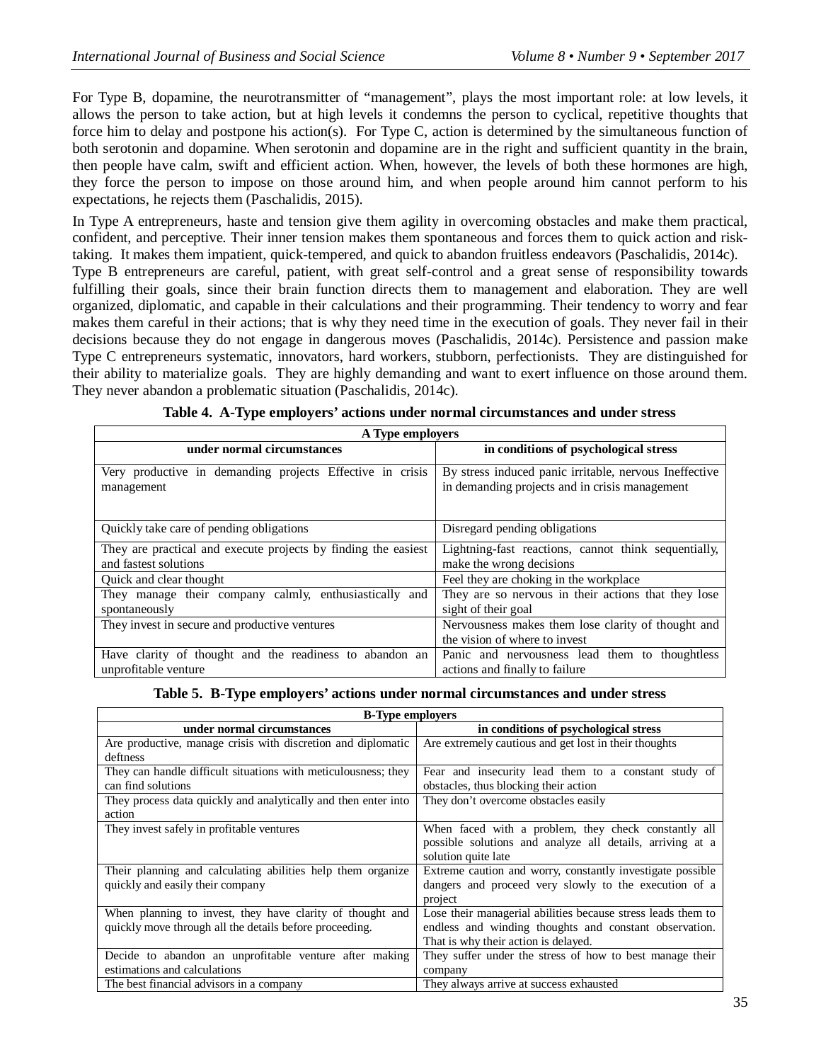For Type B, dopamine, the neurotransmitter of "management", plays the most important role: at low levels, it allows the person to take action, but at high levels it condemns the person to cyclical, repetitive thoughts that force him to delay and postpone his action(s). For Type C, action is determined by the simultaneous function of both serotonin and dopamine. When serotonin and dopamine are in the right and sufficient quantity in the brain, then people have calm, swift and efficient action. When, however, the levels of both these hormones are high, they force the person to impose on those around him, and when people around him cannot perform to his expectations, he rejects them (Paschalidis, 2015).

In Type A entrepreneurs, haste and tension give them agility in overcoming obstacles and make them practical, confident, and perceptive. Their inner tension makes them spontaneous and forces them to quick action and risk-taking. It makes them impatient, quick-tempered, and quick to abandon fruitless endeavors (Paschalidis, 2014c).

Type B entrepreneurs are careful, patient, with great self-control and a great sense of responsibility towards fulfilling their goals, since their brain function directs them to management and elaboration. They are well organized, diplomatic, and capable in their calculations and their programming. Their tendency to worry and fear makes them careful in their actions; that is why they need time in the execution of goals. They never fail in their decisions because they do not engage in dangerous moves (Paschalidis, 2014c). Persistence and passion make Type C entrepreneurs systematic, innovators, hard workers, stubborn, perfectionists. They are distinguished for their ability to materialize goals. They are highly demanding and want to exert influence on those around them. They never abandon a problematic situation (Paschalidis, 2014c).

**Table 4. A-Type employers' actions under normal circumstances and under stress**

| A Type employers | |
|---|---|
| **under normal circumstances** | **in conditions of psychological stress** |
| Very productive in demanding projects Effective in crisis management | By stress induced panic irritable, nervous Ineffective in demanding projects and in crisis management |
| Quickly take care of pending obligations | Disregard pending obligations |
| They are practical and execute projects by finding the easiest and fastest solutions | Lightning-fast reactions, cannot think sequentially, make the wrong decisions |
| Quick and clear thought | Feel they are choking in the workplace |
| They manage their company calmly, enthusiastically and spontaneously | They are so nervous in their actions that they lose sight of their goal |
| They invest in secure and productive ventures | Nervousness makes them lose clarity of thought and the vision of where to invest |
| Have clarity of thought and the readiness to abandon an unprofitable venture | Panic and nervousness lead them to thoughtless actions and finally to failure |

**Table 5. B-Type employers' actions under normal circumstances and under stress**

| B-Type employers | |
|---|---|
| **under normal circumstances** | **in conditions of psychological stress** |
| Are productive, manage crisis with discretion and diplomatic deftness | Are extremely cautious and get lost in their thoughts |
| They can handle difficult situations with meticulousness; they can find solutions | Fear and insecurity lead them to a constant study of obstacles, thus blocking their action |
| They process data quickly and analytically and then enter into action | They don't overcome obstacles easily |
| They invest safely in profitable ventures | When faced with a problem, they check constantly all possible solutions and analyze all details, arriving at a solution quite late |
| Their planning and calculating abilities help them organize quickly and easily their company | Extreme caution and worry, constantly investigate possible dangers and proceed very slowly to the execution of a project |
| When planning to invest, they have clarity of thought and quickly move through all the details before proceeding. | Lose their managerial abilities because stress leads them to endless and winding thoughts and constant observation. That is why their action is delayed. |
| Decide to abandon an unprofitable venture after making estimations and calculations | They suffer under the stress of how to best manage their company |
| The best financial advisors in a company | They always arrive at success exhausted |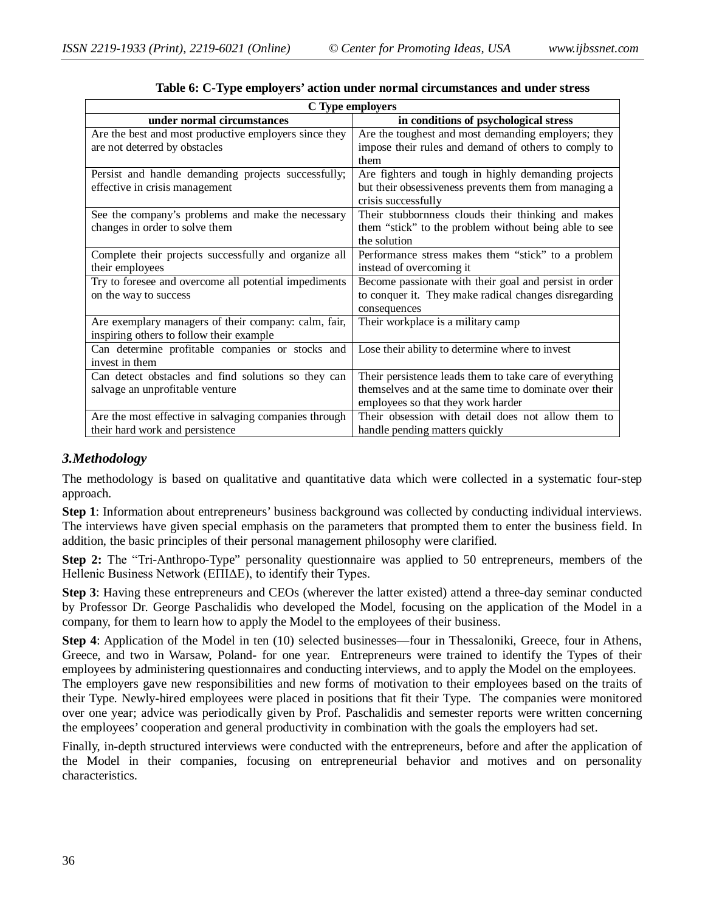**Table 6: C-Type employers' action under normal circumstances and under stress**

| C Type employers | |
|---|---|
| **under normal circumstances** | **in conditions of psychological stress** |
| Are the best and most productive employers since they are not deterred by obstacles | Are the toughest and most demanding employers; they impose their rules and demand of others to comply to them |
| Persist and handle demanding projects successfully; effective in crisis management | Are fighters and tough in highly demanding projects but their obsessiveness prevents them from managing a crisis successfully |
| See the company's problems and make the necessary changes in order to solve them | Their stubbornness clouds their thinking and makes them "stick" to the problem without being able to see the solution |
| Complete their projects successfully and organize all their employees | Performance stress makes them "stick" to a problem instead of overcoming it |
| Try to foresee and overcome all potential impediments on the way to success | Become passionate with their goal and persist in order to conquer it. They make radical changes disregarding consequences |
| Are exemplary managers of their company: calm, fair, inspiring others to follow their example | Their workplace is a military camp |
| Can determine profitable companies or stocks and invest in them | Lose their ability to determine where to invest |
| Can detect obstacles and find solutions so they can salvage an unprofitable venture | Their persistence leads them to take care of everything themselves and at the same time to dominate over their employees so that they work harder |
| Are the most effective in salvaging companies through their hard work and persistence | Their obsession with detail does not allow them to handle pending matters quickly |

### *3.Methodology*

The methodology is based on qualitative and quantitative data which were collected in a systematic four-step approach.

**Step 1**: Information about entrepreneurs' business background was collected by conducting individual interviews. The interviews have given special emphasis on the parameters that prompted them to enter the business field. In addition, the basic principles of their personal management philosophy were clarified.

**Step 2:** The "Tri-Anthropo-Type" personality questionnaire was applied to 50 entrepreneurs, members of the Hellenic Business Network (ΕΠΙΔΕ), to identify their Types.

**Step 3**: Having these entrepreneurs and CEOs (wherever the latter existed) attend a three-day seminar conducted by Professor Dr. George Paschalidis who developed the Model, focusing on the application of the Model in a company, for them to learn how to apply the Model to the employees of their business.

**Step 4**: Application of the Model in ten (10) selected businesses—four in Thessaloniki, Greece, four in Athens, Greece, and two in Warsaw, Poland- for one year. Entrepreneurs were trained to identify the Types of their employees by administering questionnaires and conducting interviews, and to apply the Model on the employees. The employers gave new responsibilities and new forms of motivation to their employees based on the traits of their Type. Newly-hired employees were placed in positions that fit their Type. The companies were monitored over one year; advice was periodically given by Prof. Paschalidis and semester reports were written concerning the employees' cooperation and general productivity in combination with the goals the employers had set.

Finally, in-depth structured interviews were conducted with the entrepreneurs, before and after the application of the Model in their companies, focusing on entrepreneurial behavior and motives and on personality characteristics.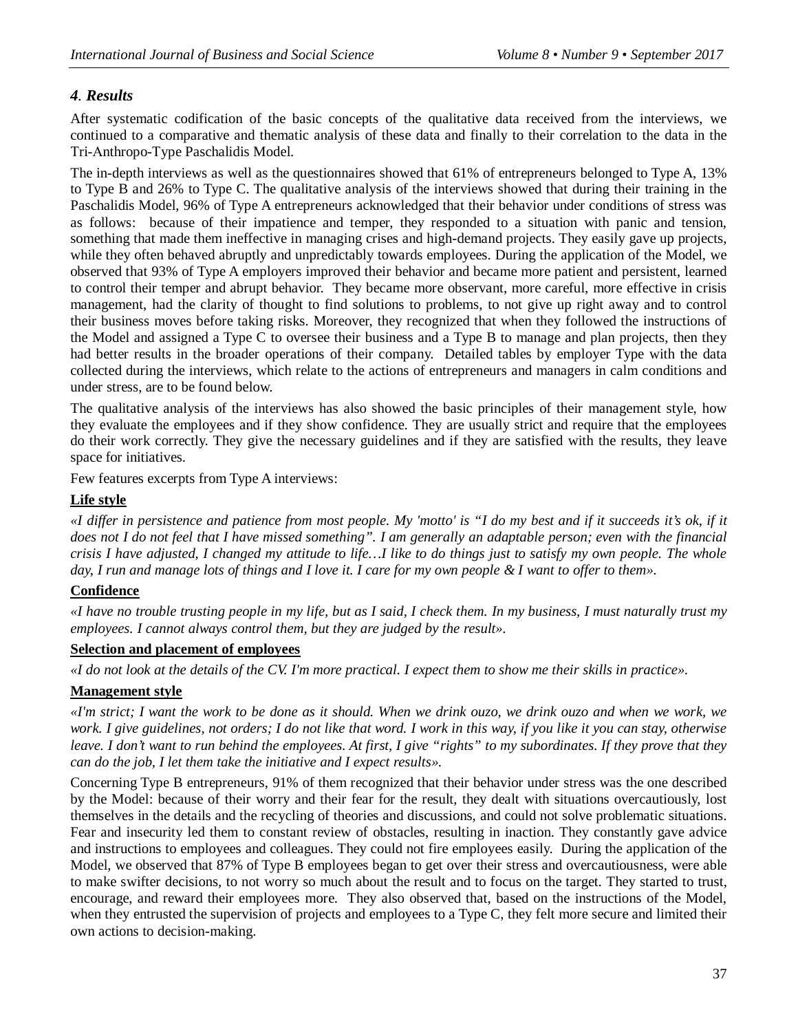## *4. Results*

After systematic codification of the basic concepts of the qualitative data received from the interviews, we continued to a comparative and thematic analysis of these data and finally to their correlation to the data in the Tri-Anthropo-Type Paschalidis Model.

The in-depth interviews as well as the questionnaires showed that 61% of entrepreneurs belonged to Type A, 13% to Type B and 26% to Type C. The qualitative analysis of the interviews showed that during their training in the Paschalidis Model, 96% of Type A entrepreneurs acknowledged that their behavior under conditions of stress was as follows: because of their impatience and temper, they responded to a situation with panic and tension, something that made them ineffective in managing crises and high-demand projects. They easily gave up projects, while they often behaved abruptly and unpredictably towards employees. During the application of the Model, we observed that 93% of Type A employers improved their behavior and became more patient and persistent, learned to control their temper and abrupt behavior. They became more observant, more careful, more effective in crisis management, had the clarity of thought to find solutions to problems, to not give up right away and to control their business moves before taking risks. Moreover, they recognized that when they followed the instructions of the Model and assigned a Type C to oversee their business and a Type B to manage and plan projects, then they had better results in the broader operations of their company. Detailed tables by employer Type with the data collected during the interviews, which relate to the actions of entrepreneurs and managers in calm conditions and under stress, are to be found below.

The qualitative analysis of the interviews has also showed the basic principles of their management style, how they evaluate the employees and if they show confidence. They are usually strict and require that the employees do their work correctly. They give the necessary guidelines and if they are satisfied with the results, they leave space for initiatives.

Few features excerpts from Type A interviews:

**Life style**

*«I differ in persistence and patience from most people. My 'motto' is "I do my best and if it succeeds it's ok, if it does not I do not feel that I have missed something". I am generally an adaptable person; even with the financial crisis I have adjusted, I changed my attitude to life…I like to do things just to satisfy my own people. The whole day, I run and manage lots of things and I love it. I care for my own people & I want to offer to them».*

**Confidence**

*«I have no trouble trusting people in my life, but as I said, I check them. In my business, I must naturally trust my employees. I cannot always control them, but they are judged by the result».*

**Selection and placement of employees**

*«I do not look at the details of the CV. I'm more practical. I expect them to show me their skills in practice».*

**Management style**

*«I'm strict; I want the work to be done as it should. When we drink ouzo, we drink ouzo and when we work, we work. I give guidelines, not orders; I do not like that word. I work in this way, if you like it you can stay, otherwise leave. I don't want to run behind the employees. At first, I give "rights" to my subordinates. If they prove that they can do the job, I let them take the initiative and I expect results».*

Concerning Type B entrepreneurs, 91% of them recognized that their behavior under stress was the one described by the Model: because of their worry and their fear for the result, they dealt with situations overcautiously, lost themselves in the details and the recycling of theories and discussions, and could not solve problematic situations. Fear and insecurity led them to constant review of obstacles, resulting in inaction. They constantly gave advice and instructions to employees and colleagues. They could not fire employees easily. During the application of the Model, we observed that 87% of Type B employees began to get over their stress and overcautiousness, were able to make swifter decisions, to not worry so much about the result and to focus on the target. They started to trust, encourage, and reward their employees more. They also observed that, based on the instructions of the Model, when they entrusted the supervision of projects and employees to a Type C, they felt more secure and limited their own actions to decision-making.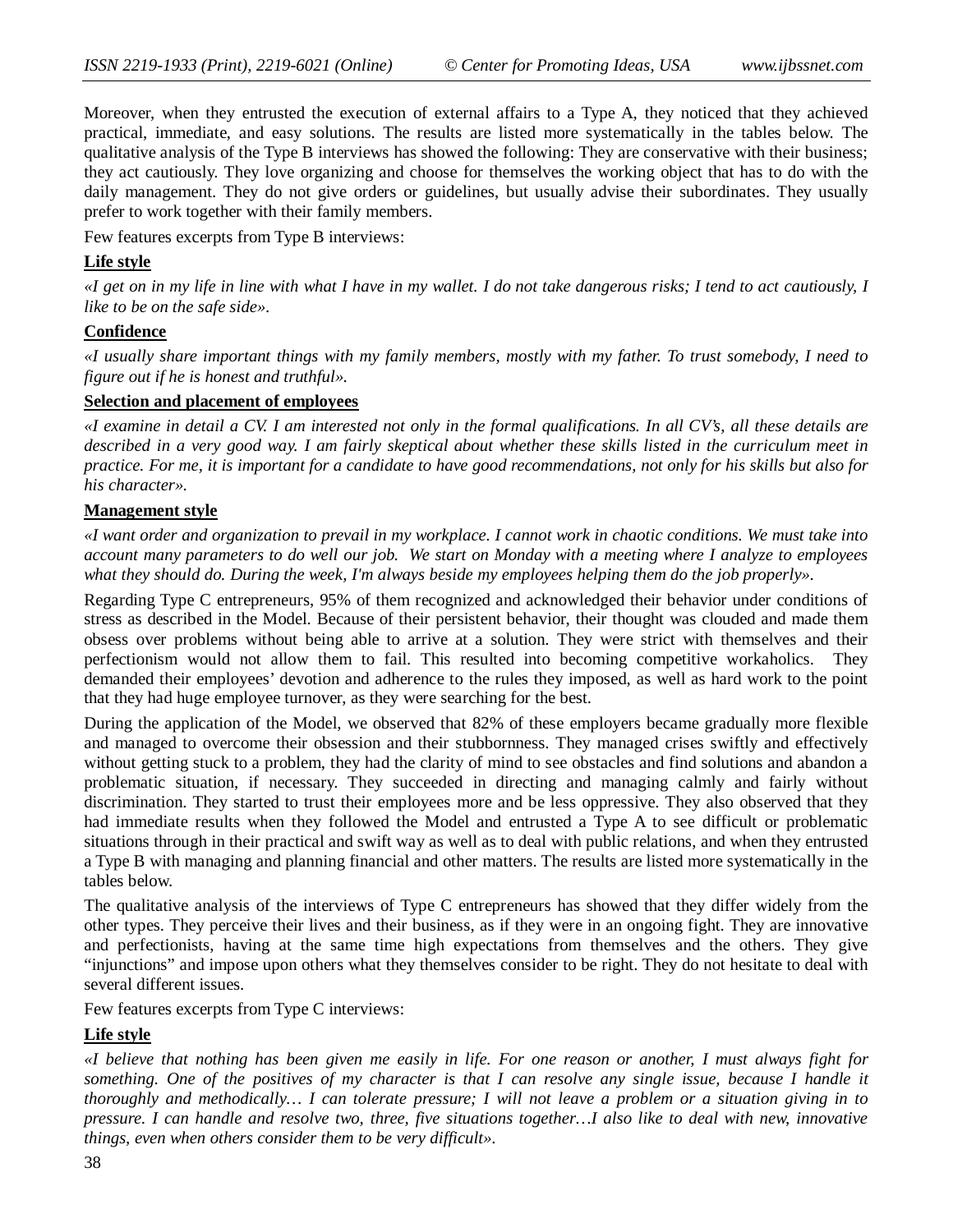Moreover, when they entrusted the execution of external affairs to a Type A, they noticed that they achieved practical, immediate, and easy solutions. The results are listed more systematically in the tables below. The qualitative analysis of the Type B interviews has showed the following: They are conservative with their business; they act cautiously. They love organizing and choose for themselves the working object that has to do with the daily management. They do not give orders or guidelines, but usually advise their subordinates. They usually prefer to work together with their family members.

Few features excerpts from Type B interviews:

**Life style**

*«I get on in my life in line with what I have in my wallet. I do not take dangerous risks; I tend to act cautiously, I like to be on the safe side».*

**Confidence**

*«I usually share important things with my family members, mostly with my father. To trust somebody, I need to figure out if he is honest and truthful».*

**Selection and placement of employees**

*«I examine in detail a CV. I am interested not only in the formal qualifications. In all CV's, all these details are described in a very good way. I am fairly skeptical about whether these skills listed in the curriculum meet in practice. For me, it is important for a candidate to have good recommendations, not only for his skills but also for his character».*

**Management style**

*«I want order and organization to prevail in my workplace. I cannot work in chaotic conditions. We must take into account many parameters to do well our job. We start on Monday with a meeting where I analyze to employees what they should do. During the week, I'm always beside my employees helping them do the job properly».*

Regarding Type C entrepreneurs, 95% of them recognized and acknowledged their behavior under conditions of stress as described in the Model. Because of their persistent behavior, their thought was clouded and made them obsess over problems without being able to arrive at a solution. They were strict with themselves and their perfectionism would not allow them to fail. This resulted into becoming competitive workaholics. They demanded their employees' devotion and adherence to the rules they imposed, as well as hard work to the point that they had huge employee turnover, as they were searching for the best.

During the application of the Model, we observed that 82% of these employers became gradually more flexible and managed to overcome their obsession and their stubbornness. They managed crises swiftly and effectively without getting stuck to a problem, they had the clarity of mind to see obstacles and find solutions and abandon a problematic situation, if necessary. They succeeded in directing and managing calmly and fairly without discrimination. They started to trust their employees more and be less oppressive. They also observed that they had immediate results when they followed the Model and entrusted a Type A to see difficult or problematic situations through in their practical and swift way as well as to deal with public relations, and when they entrusted a Type B with managing and planning financial and other matters. The results are listed more systematically in the tables below.

The qualitative analysis of the interviews of Type C entrepreneurs has showed that they differ widely from the other types. They perceive their lives and their business, as if they were in an ongoing fight. They are innovative and perfectionists, having at the same time high expectations from themselves and the others. They give "injunctions" and impose upon others what they themselves consider to be right. They do not hesitate to deal with several different issues.

Few features excerpts from Type C interviews:

**Life style**

*«I believe that nothing has been given me easily in life. For one reason or another, I must always fight for something. One of the positives of my character is that I can resolve any single issue, because I handle it thoroughly and methodically… I can tolerate pressure; I will not leave a problem or a situation giving in to pressure. I can handle and resolve two, three, five situations together…I also like to deal with new, innovative things, even when others consider them to be very difficult».*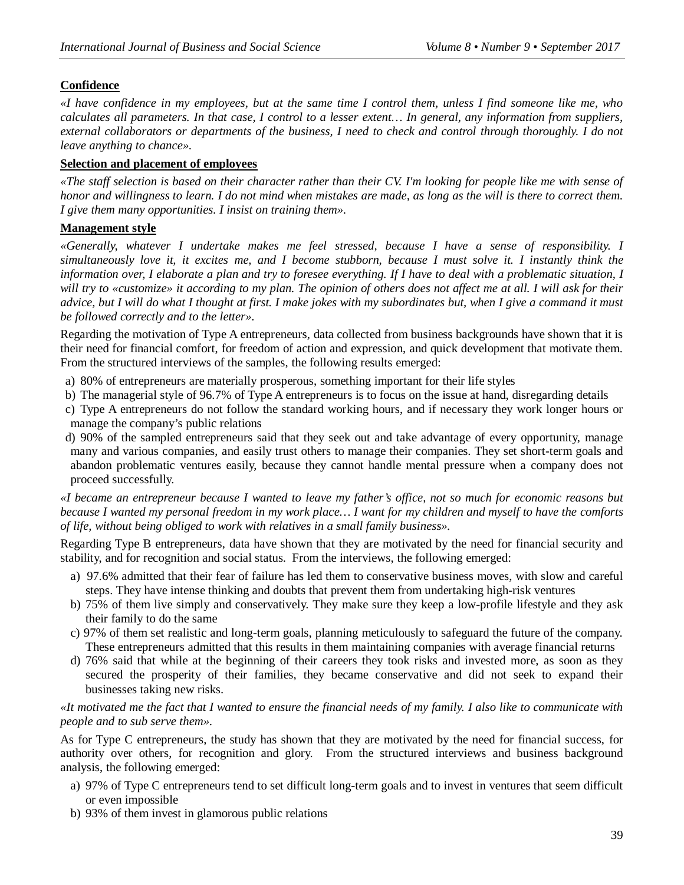**Confidence**

*«I have confidence in my employees, but at the same time I control them, unless I find someone like me, who calculates all parameters. In that case, I control to a lesser extent… In general, any information from suppliers, external collaborators or departments of the business, I need to check and control through thoroughly. I do not leave anything to chance».*

**Selection and placement of employees**

*«The staff selection is based on their character rather than their CV. I'm looking for people like me with sense of honor and willingness to learn. I do not mind when mistakes are made, as long as the will is there to correct them. I give them many opportunities. I insist on training them».*

**Management style**

*«Generally, whatever I undertake makes me feel stressed, because I have a sense of responsibility. I simultaneously love it, it excites me, and I become stubborn, because I must solve it. I instantly think the information over, I elaborate a plan and try to foresee everything. If I have to deal with a problematic situation, I will try to «customize» it according to my plan. The opinion of others does not affect me at all. I will ask for their advice, but I will do what I thought at first. I make jokes with my subordinates but, when I give a command it must be followed correctly and to the letter».*

Regarding the motivation of Type A entrepreneurs, data collected from business backgrounds have shown that it is their need for financial comfort, for freedom of action and expression, and quick development that motivate them. From the structured interviews of the samples, the following results emerged:

a) 80% of entrepreneurs are materially prosperous, something important for their life styles
b) The managerial style of 96.7% of Type A entrepreneurs is to focus on the issue at hand, disregarding details
c) Type A entrepreneurs do not follow the standard working hours, and if necessary they work longer hours or manage the company's public relations
d) 90% of the sampled entrepreneurs said that they seek out and take advantage of every opportunity, manage many and various companies, and easily trust others to manage their companies. They set short-term goals and abandon problematic ventures easily, because they cannot handle mental pressure when a company does not proceed successfully.

*«I became an entrepreneur because I wanted to leave my father's office, not so much for economic reasons but because I wanted my personal freedom in my work place… I want for my children and myself to have the comforts of life, without being obliged to work with relatives in a small family business».*

Regarding Type B entrepreneurs, data have shown that they are motivated by the need for financial security and stability, and for recognition and social status. From the interviews, the following emerged:

a) 97.6% admitted that their fear of failure has led them to conservative business moves, with slow and careful steps. They have intense thinking and doubts that prevent them from undertaking high-risk ventures
b) 75% of them live simply and conservatively. They make sure they keep a low-profile lifestyle and they ask their family to do the same
c) 97% of them set realistic and long-term goals, planning meticulously to safeguard the future of the company. These entrepreneurs admitted that this results in them maintaining companies with average financial returns
d) 76% said that while at the beginning of their careers they took risks and invested more, as soon as they secured the prosperity of their families, they became conservative and did not seek to expand their businesses taking new risks.

*«It motivated me the fact that I wanted to ensure the financial needs of my family. I also like to communicate with people and to sub serve them».*

As for Type C entrepreneurs, the study has shown that they are motivated by the need for financial success, for authority over others, for recognition and glory. From the structured interviews and business background analysis, the following emerged:

a) 97% of Type C entrepreneurs tend to set difficult long-term goals and to invest in ventures that seem difficult or even impossible
b) 93% of them invest in glamorous public relations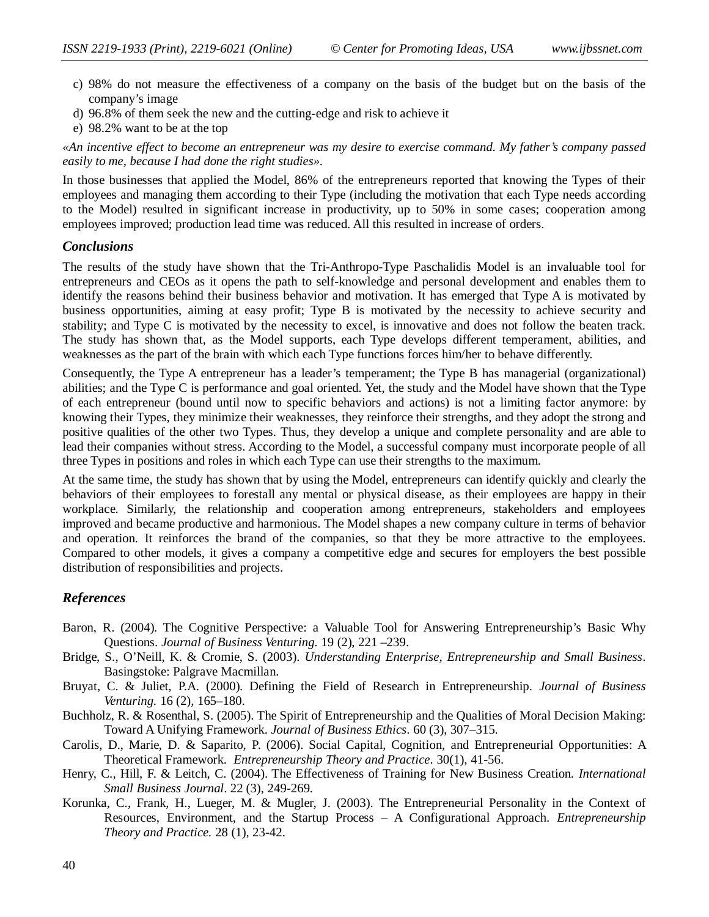c) 98% do not measure the effectiveness of a company on the basis of the budget but on the basis of the company's image
d) 96.8% of them seek the new and the cutting-edge and risk to achieve it
e) 98.2% want to be at the top

*«An incentive effect to become an entrepreneur was my desire to exercise command. My father's company passed easily to me, because I had done the right studies».*

In those businesses that applied the Model, 86% of the entrepreneurs reported that knowing the Types of their employees and managing them according to their Type (including the motivation that each Type needs according to the Model) resulted in significant increase in productivity, up to 50% in some cases; cooperation among employees improved; production lead time was reduced. All this resulted in increase of orders.

### *Conclusions*

The results of the study have shown that the Tri-Anthropo-Type Paschalidis Model is an invaluable tool for entrepreneurs and CEOs as it opens the path to self-knowledge and personal development and enables them to identify the reasons behind their business behavior and motivation. It has emerged that Type A is motivated by business opportunities, aiming at easy profit; Type B is motivated by the necessity to achieve security and stability; and Type C is motivated by the necessity to excel, is innovative and does not follow the beaten track. The study has shown that, as the Model supports, each Type develops different temperament, abilities, and weaknesses as the part of the brain with which each Type functions forces him/her to behave differently.

Consequently, the Type A entrepreneur has a leader's temperament; the Type B has managerial (organizational) abilities; and the Type C is performance and goal oriented. Yet, the study and the Model have shown that the Type of each entrepreneur (bound until now to specific behaviors and actions) is not a limiting factor anymore: by knowing their Types, they minimize their weaknesses, they reinforce their strengths, and they adopt the strong and positive qualities of the other two Types. Thus, they develop a unique and complete personality and are able to lead their companies without stress. According to the Model, a successful company must incorporate people of all three Types in positions and roles in which each Type can use their strengths to the maximum.

At the same time, the study has shown that by using the Model, entrepreneurs can identify quickly and clearly the behaviors of their employees to forestall any mental or physical disease, as their employees are happy in their workplace. Similarly, the relationship and cooperation among entrepreneurs, stakeholders and employees improved and became productive and harmonious. The Model shapes a new company culture in terms of behavior and operation. It reinforces the brand of the companies, so that they be more attractive to the employees. Compared to other models, it gives a company a competitive edge and secures for employers the best possible distribution of responsibilities and projects.

### *References*

Baron, R. (2004). The Cognitive Perspective: a Valuable Tool for Answering Entrepreneurship's Basic Why Questions. *Journal of Business Venturing.* 19 (2), 221 –239.

Bridge, S., O'Neill, K. & Cromie, S. (2003). *Understanding Enterprise, Entrepreneurship and Small Business*. Basingstoke: Palgrave Macmillan.

Bruyat, C. & Juliet, P.A. (2000). Defining the Field of Research in Entrepreneurship. *Journal of Business Venturing.* 16 (2), 165–180.

Buchholz, R. & Rosenthal, S. (2005). The Spirit of Entrepreneurship and the Qualities of Moral Decision Making: Toward A Unifying Framework. *Journal of Business Ethics*. 60 (3), 307–315.

Carolis, D., Marie, D. & Saparito, P. (2006). Social Capital, Cognition, and Entrepreneurial Opportunities: A Theoretical Framework. *Entrepreneurship Theory and Practice*. 30(1), 41-56.

Henry, C., Hill, F. & Leitch, C. (2004). The Effectiveness of Training for New Business Creation. *International Small Business Journal*. 22 (3), 249-269.

Korunka, C., Frank, H., Lueger, M. & Mugler, J. (2003). The Entrepreneurial Personality in the Context of Resources, Environment, and the Startup Process – A Configurational Approach. *Entrepreneurship Theory and Practice.* 28 (1), 23-42.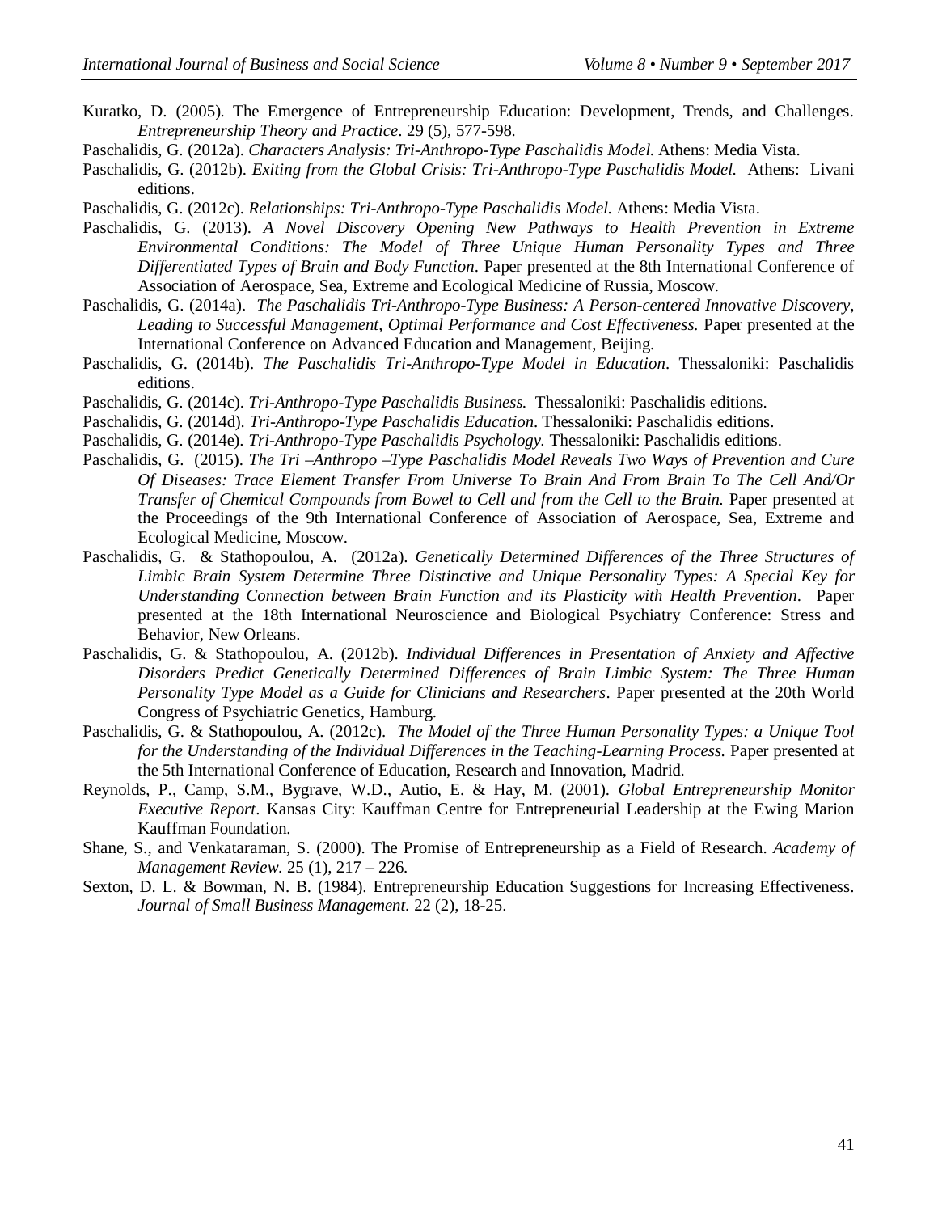Kuratko, D. (2005). The Emergence of Entrepreneurship Education: Development, Trends, and Challenges. *Entrepreneurship Theory and Practice*. 29 (5), 577-598.

Paschalidis, G. (2012a). *Characters Analysis: Tri-Anthropo-Type Paschalidis Model.* Athens: Media Vista.

Paschalidis, G. (2012b). *Exiting from the Global Crisis: Tri-Anthropo-Type Paschalidis Model.* Athens: Livani editions.

Paschalidis, G. (2012c). *Relationships: Tri-Anthropo-Type Paschalidis Model.* Athens: Media Vista.

Paschalidis, G. (2013). *A Novel Discovery Opening New Pathways to Health Prevention in Extreme Environmental Conditions: The Model of Three Unique Human Personality Types and Three Differentiated Types of Brain and Body Function*. Paper presented at the 8th International Conference of Association of Aerospace, Sea, Extreme and Ecological Medicine of Russia, Moscow.

Paschalidis, G. (2014a). *The Paschalidis Tri-Anthropo-Type Business: A Person-centered Innovative Discovery, Leading to Successful Management, Optimal Performance and Cost Effectiveness.* Paper presented at the International Conference on Advanced Education and Management, Beijing.

Paschalidis, G. (2014b). *The Paschalidis Tri-Anthropo-Type Model in Education*. Thessaloniki: Paschalidis editions.

Paschalidis, G. (2014c). *Tri-Anthropo-Type Paschalidis Business.* Thessaloniki: Paschalidis editions.

Paschalidis, G. (2014d). *Tri-Anthropo-Type Paschalidis Education*. Thessaloniki: Paschalidis editions.

Paschalidis, G. (2014e). *Tri-Anthropo-Type Paschalidis Psychology.* Thessaloniki: Paschalidis editions.

Paschalidis, G. (2015). *The Tri –Anthropo –Type Paschalidis Model Reveals Two Ways of Prevention and Cure Of Diseases: Trace Element Transfer From Universe To Brain And From Brain To The Cell And/Or Transfer of Chemical Compounds from Bowel to Cell and from the Cell to the Brain.* Paper presented at the Proceedings of the 9th International Conference of Association of Aerospace, Sea, Extreme and Ecological Medicine, Moscow.

Paschalidis, G. & Stathopoulou, A. (2012a). *Genetically Determined Differences of the Three Structures of Limbic Brain System Determine Three Distinctive and Unique Personality Types: A Special Key for Understanding Connection between Brain Function and its Plasticity with Health Prevention*. Paper presented at the 18th International Neuroscience and Biological Psychiatry Conference: Stress and Behavior, New Orleans.

Paschalidis, G. & Stathopoulou, A. (2012b). *Individual Differences in Presentation of Anxiety and Affective Disorders Predict Genetically Determined Differences of Brain Limbic System: The Three Human Personality Type Model as a Guide for Clinicians and Researchers*. Paper presented at the 20th World Congress of Psychiatric Genetics, Hamburg.

Paschalidis, G. & Stathopoulou, A. (2012c). *The Model of the Three Human Personality Types: a Unique Tool for the Understanding of the Individual Differences in the Teaching-Learning Process.* Paper presented at the 5th International Conference of Education, Research and Innovation, Madrid.

Reynolds, P., Camp, S.M., Bygrave, W.D., Autio, E. & Hay, M. (2001). *Global Entrepreneurship Monitor Executive Report*. Kansas City: Kauffman Centre for Entrepreneurial Leadership at the Ewing Marion Kauffman Foundation.

Shane, S., and Venkataraman, S. (2000). The Promise of Entrepreneurship as a Field of Research. *Academy of Management Review.* 25 (1), 217 – 226.

Sexton, D. L. & Bowman, N. B. (1984). Entrepreneurship Education Suggestions for Increasing Effectiveness. *Journal of Small Business Management.* 22 (2), 18-25.